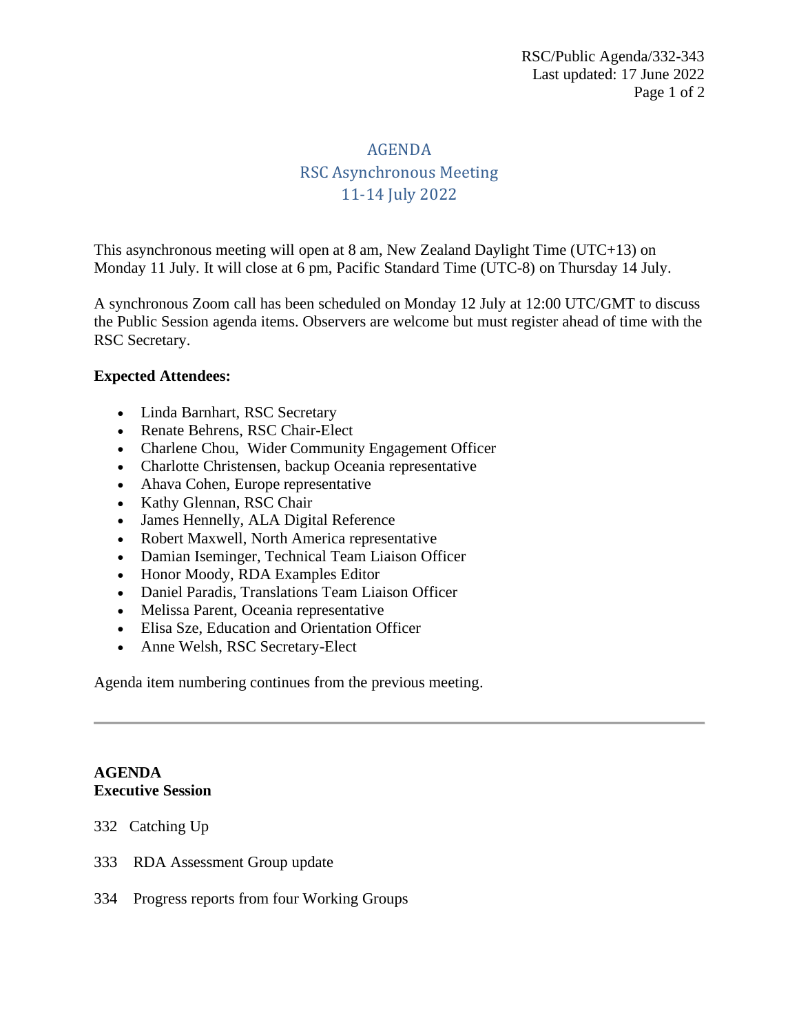RSC/Public Agenda/332-343
Last updated: 17 June 2022

# AGENDA
## RSC Asynchronous Meeting
## 11-14 July 2022

This asynchronous meeting will open at 8 am, New Zealand Daylight Time (UTC+13) on Monday 11 July. It will close at 6 pm, Pacific Standard Time (UTC-8) on Thursday 14 July.

A synchronous Zoom call has been scheduled on Monday 12 July at 12:00 UTC/GMT to discuss the Public Session agenda items. Observers are welcome but must register ahead of time with the RSC Secretary.

**Expected Attendees:**

- Linda Barnhart, RSC Secretary
- Renate Behrens, RSC Chair-Elect
- Charlene Chou, Wider Community Engagement Officer
- Charlotte Christensen, backup Oceania representative
- Ahava Cohen, Europe representative
- Kathy Glennan, RSC Chair
- James Hennelly, ALA Digital Reference
- Robert Maxwell, North America representative
- Damian Iseminger, Technical Team Liaison Officer
- Honor Moody, RDA Examples Editor
- Daniel Paradis, Translations Team Liaison Officer
- Melissa Parent, Oceania representative
- Elisa Sze, Education and Orientation Officer
- Anne Welsh, RSC Secretary-Elect

Agenda item numbering continues from the previous meeting.

---

**AGENDA**
**Executive Session**

332 Catching Up

333 RDA Assessment Group update

334 Progress reports from four Working Groups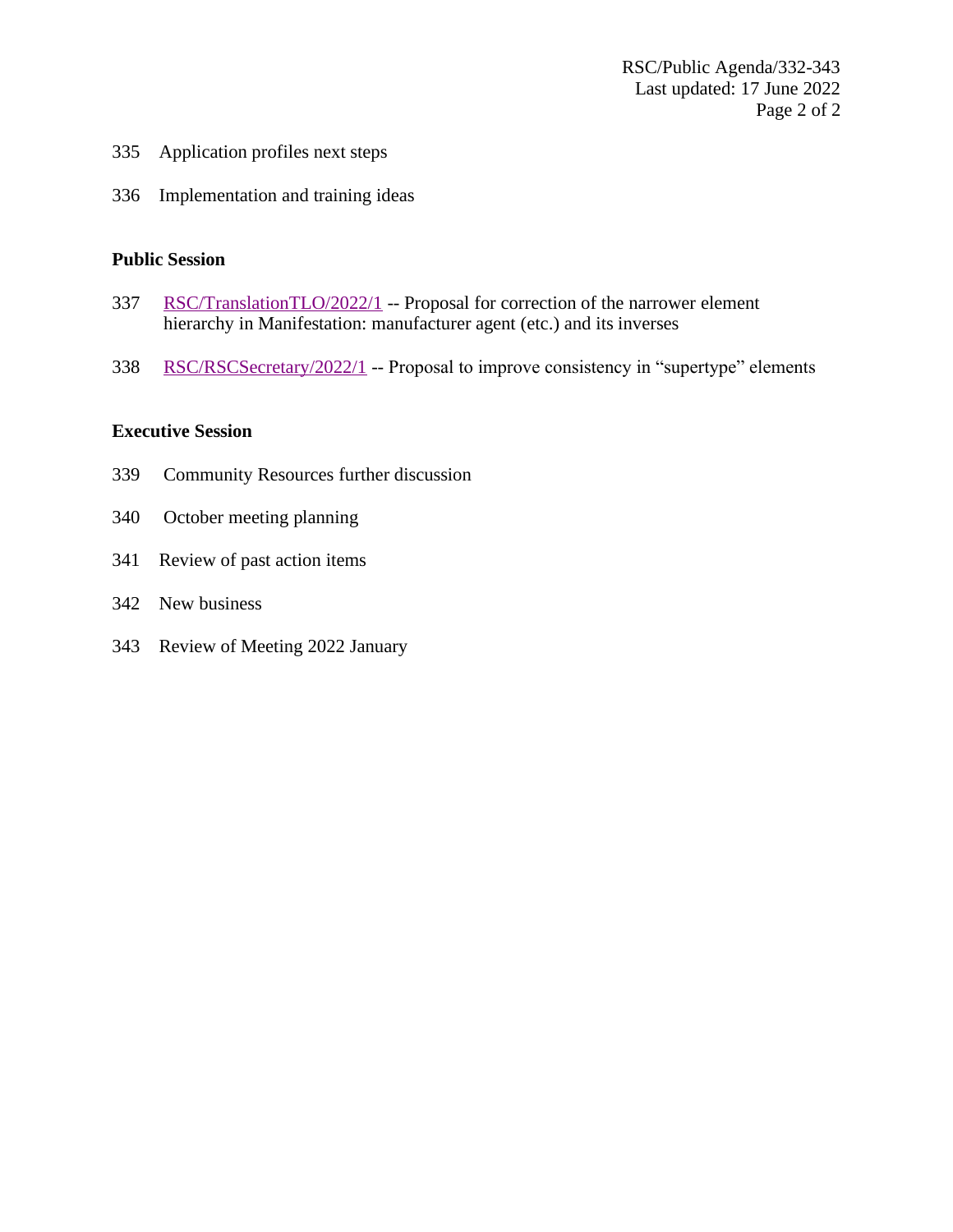335 Application profiles next steps

336 Implementation and training ideas

**Public Session**

337 RSC/TranslationTLO/2022/1 -- Proposal for correction of the narrower element hierarchy in Manifestation: manufacturer agent (etc.) and its inverses

338 RSC/RSCSecretary/2022/1 -- Proposal to improve consistency in "supertype" elements

**Executive Session**

339 Community Resources further discussion

340 October meeting planning

341 Review of past action items

342 New business

343 Review of Meeting 2022 January